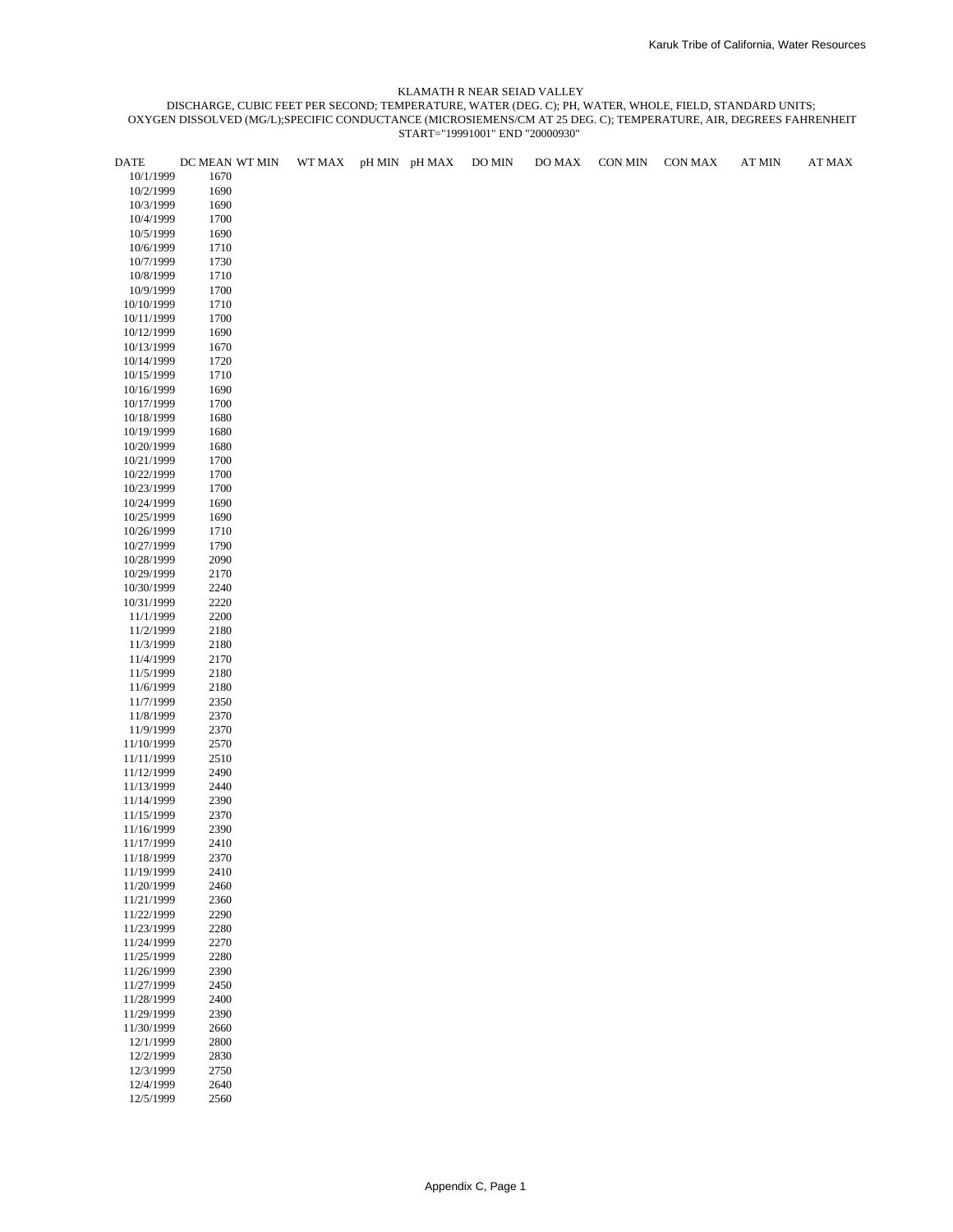KLAMATH R NEAR SEIAD VALLEY

DISCHARGE, CUBIC FEET PER SECOND; TEMPERATURE, WATER (DEG. C); PH, WATER, WHOLE, FIELD, STANDARD UNITS; OXYGEN DISSOLVED (MG/L);SPECIFIC CONDUCTANCE (MICROSIEMENS/CM AT 25 DEG. C); TEMPERATURE, AIR, DEGREES FAHRENHEIT

START="19991001" END "20000930"

| DATE | DC MEAN | WT MIN | WT MAX | pH MIN | pH MAX | DO MIN | DO MAX | CON MIN | CON MAX | AT MIN | AT MAX |
|---|---|---|---|---|---|---|---|---|---|---|---|
| 10/1/1999 | 1670 | | | | | | | | | | |
| 10/2/1999 | 1690 | | | | | | | | | | |
| 10/3/1999 | 1690 | | | | | | | | | | |
| 10/4/1999 | 1700 | | | | | | | | | | |
| 10/5/1999 | 1690 | | | | | | | | | | |
| 10/6/1999 | 1710 | | | | | | | | | | |
| 10/7/1999 | 1730 | | | | | | | | | | |
| 10/8/1999 | 1710 | | | | | | | | | | |
| 10/9/1999 | 1700 | | | | | | | | | | |
| 10/10/1999 | 1710 | | | | | | | | | | |
| 10/11/1999 | 1700 | | | | | | | | | | |
| 10/12/1999 | 1690 | | | | | | | | | | |
| 10/13/1999 | 1670 | | | | | | | | | | |
| 10/14/1999 | 1720 | | | | | | | | | | |
| 10/15/1999 | 1710 | | | | | | | | | | |
| 10/16/1999 | 1690 | | | | | | | | | | |
| 10/17/1999 | 1700 | | | | | | | | | | |
| 10/18/1999 | 1680 | | | | | | | | | | |
| 10/19/1999 | 1680 | | | | | | | | | | |
| 10/20/1999 | 1680 | | | | | | | | | | |
| 10/21/1999 | 1700 | | | | | | | | | | |
| 10/22/1999 | 1700 | | | | | | | | | | |
| 10/23/1999 | 1700 | | | | | | | | | | |
| 10/24/1999 | 1690 | | | | | | | | | | |
| 10/25/1999 | 1690 | | | | | | | | | | |
| 10/26/1999 | 1710 | | | | | | | | | | |
| 10/27/1999 | 1790 | | | | | | | | | | |
| 10/28/1999 | 2090 | | | | | | | | | | |
| 10/29/1999 | 2170 | | | | | | | | | | |
| 10/30/1999 | 2240 | | | | | | | | | | |
| 10/31/1999 | 2220 | | | | | | | | | | |
| 11/1/1999 | 2200 | | | | | | | | | | |
| 11/2/1999 | 2180 | | | | | | | | | | |
| 11/3/1999 | 2180 | | | | | | | | | | |
| 11/4/1999 | 2170 | | | | | | | | | | |
| 11/5/1999 | 2180 | | | | | | | | | | |
| 11/6/1999 | 2180 | | | | | | | | | | |
| 11/7/1999 | 2350 | | | | | | | | | | |
| 11/8/1999 | 2370 | | | | | | | | | | |
| 11/9/1999 | 2370 | | | | | | | | | | |
| 11/10/1999 | 2570 | | | | | | | | | | |
| 11/11/1999 | 2510 | | | | | | | | | | |
| 11/12/1999 | 2490 | | | | | | | | | | |
| 11/13/1999 | 2440 | | | | | | | | | | |
| 11/14/1999 | 2390 | | | | | | | | | | |
| 11/15/1999 | 2370 | | | | | | | | | | |
| 11/16/1999 | 2390 | | | | | | | | | | |
| 11/17/1999 | 2410 | | | | | | | | | | |
| 11/18/1999 | 2370 | | | | | | | | | | |
| 11/19/1999 | 2410 | | | | | | | | | | |
| 11/20/1999 | 2460 | | | | | | | | | | |
| 11/21/1999 | 2360 | | | | | | | | | | |
| 11/22/1999 | 2290 | | | | | | | | | | |
| 11/23/1999 | 2280 | | | | | | | | | | |
| 11/24/1999 | 2270 | | | | | | | | | | |
| 11/25/1999 | 2280 | | | | | | | | | | |
| 11/26/1999 | 2390 | | | | | | | | | | |
| 11/27/1999 | 2450 | | | | | | | | | | |
| 11/28/1999 | 2400 | | | | | | | | | | |
| 11/29/1999 | 2390 | | | | | | | | | | |
| 11/30/1999 | 2660 | | | | | | | | | | |
| 12/1/1999 | 2800 | | | | | | | | | | |
| 12/2/1999 | 2830 | | | | | | | | | | |
| 12/3/1999 | 2750 | | | | | | | | | | |
| 12/4/1999 | 2640 | | | | | | | | | | |
| 12/5/1999 | 2560 | | | | | | | | | | |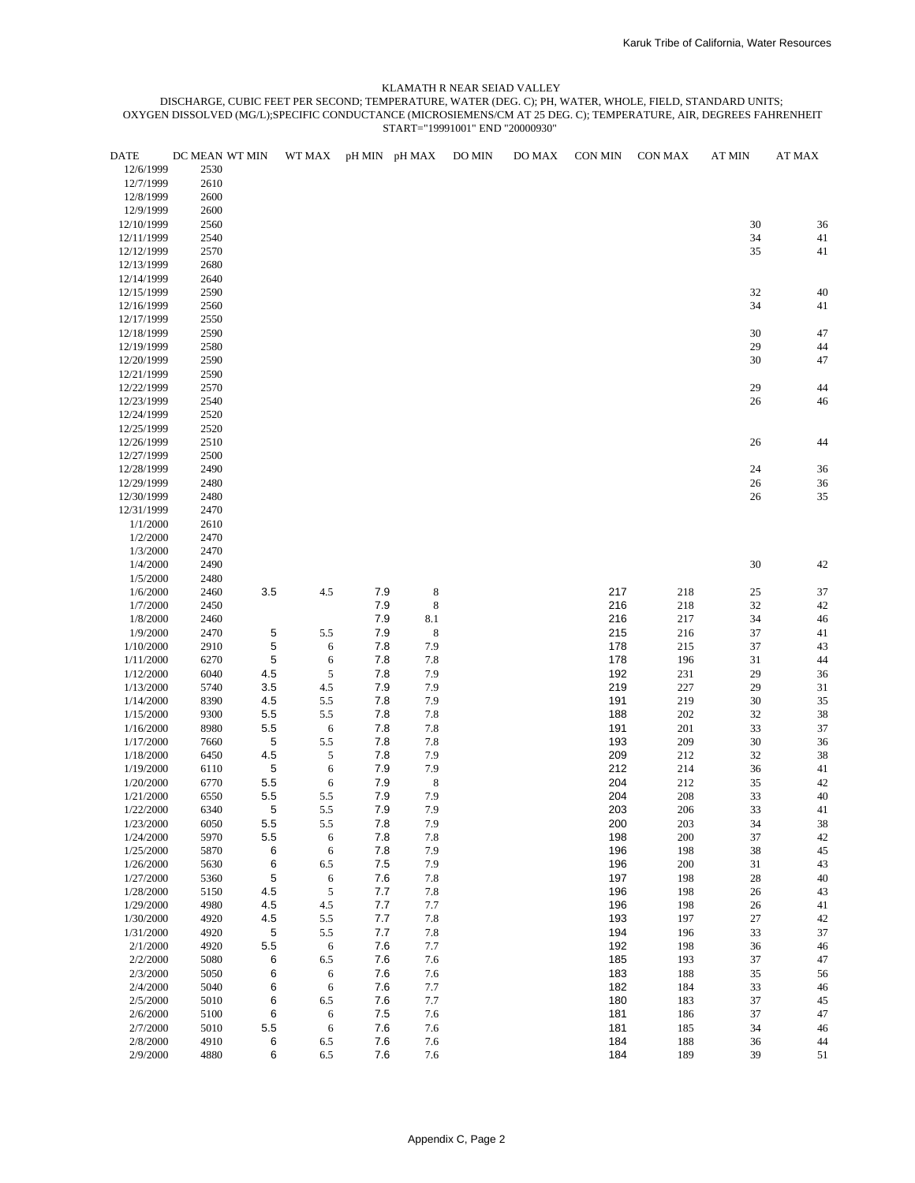KLAMATH R NEAR SEIAD VALLEY

DISCHARGE, CUBIC FEET PER SECOND; TEMPERATURE, WATER (DEG. C); PH, WATER, WHOLE, FIELD, STANDARD UNITS; OXYGEN DISSOLVED (MG/L);SPECIFIC CONDUCTANCE (MICROSIEMENS/CM AT 25 DEG. C); TEMPERATURE, AIR, DEGREES FAHRENHEIT

START="19991001" END "20000930"

| DATE | DC MEAN | WT MIN | WT MAX | pH MIN | pH MAX | DO MIN | DO MAX | CON MIN | CON MAX | AT MIN | AT MAX |
|---|---|---|---|---|---|---|---|---|---|---|---|
| 12/6/1999 | 2530 | | | | | | | | | | |
| 12/7/1999 | 2610 | | | | | | | | | | |
| 12/8/1999 | 2600 | | | | | | | | | | |
| 12/9/1999 | 2600 | | | | | | | | | | |
| 12/10/1999 | 2560 | | | | | | | | | 30 | 36 |
| 12/11/1999 | 2540 | | | | | | | | | 34 | 41 |
| 12/12/1999 | 2570 | | | | | | | | | 35 | 41 |
| 12/13/1999 | 2680 | | | | | | | | | | |
| 12/14/1999 | 2640 | | | | | | | | | | |
| 12/15/1999 | 2590 | | | | | | | | | 32 | 40 |
| 12/16/1999 | 2560 | | | | | | | | | 34 | 41 |
| 12/17/1999 | 2550 | | | | | | | | | | |
| 12/18/1999 | 2590 | | | | | | | | | 30 | 47 |
| 12/19/1999 | 2580 | | | | | | | | | 29 | 44 |
| 12/20/1999 | 2590 | | | | | | | | | 30 | 47 |
| 12/21/1999 | 2590 | | | | | | | | | | |
| 12/22/1999 | 2570 | | | | | | | | | 29 | 44 |
| 12/23/1999 | 2540 | | | | | | | | | 26 | 46 |
| 12/24/1999 | 2520 | | | | | | | | | | |
| 12/25/1999 | 2520 | | | | | | | | | | |
| 12/26/1999 | 2510 | | | | | | | | | 26 | 44 |
| 12/27/1999 | 2500 | | | | | | | | | | |
| 12/28/1999 | 2490 | | | | | | | | | 24 | 36 |
| 12/29/1999 | 2480 | | | | | | | | | 26 | 36 |
| 12/30/1999 | 2480 | | | | | | | | | 26 | 35 |
| 12/31/1999 | 2470 | | | | | | | | | | |
| 1/1/2000 | 2610 | | | | | | | | | | |
| 1/2/2000 | 2470 | | | | | | | | | | |
| 1/3/2000 | 2470 | | | | | | | | | | |
| 1/4/2000 | 2490 | | | | | | | | | 30 | 42 |
| 1/5/2000 | 2480 | | | | | | | | | | |
| 1/6/2000 | 2460 | 3.5 | 4.5 | 7.9 | 8 | | | 217 | 218 | 25 | 37 |
| 1/7/2000 | 2450 | | | 7.9 | 8 | | | 216 | 218 | 32 | 42 |
| 1/8/2000 | 2460 | | | 7.9 | 8.1 | | | 216 | 217 | 34 | 46 |
| 1/9/2000 | 2470 | 5 | 5.5 | 7.9 | 8 | | | 215 | 216 | 37 | 41 |
| 1/10/2000 | 2910 | 5 | 6 | 7.8 | 7.9 | | | 178 | 215 | 37 | 43 |
| 1/11/2000 | 6270 | 5 | 6 | 7.8 | 7.8 | | | 178 | 196 | 31 | 44 |
| 1/12/2000 | 6040 | 4.5 | 5 | 7.8 | 7.9 | | | 192 | 231 | 29 | 36 |
| 1/13/2000 | 5740 | 3.5 | 4.5 | 7.9 | 7.9 | | | 219 | 227 | 29 | 31 |
| 1/14/2000 | 8390 | 4.5 | 5.5 | 7.8 | 7.9 | | | 191 | 219 | 30 | 35 |
| 1/15/2000 | 9300 | 5.5 | 5.5 | 7.8 | 7.8 | | | 188 | 202 | 32 | 38 |
| 1/16/2000 | 8980 | 5.5 | 6 | 7.8 | 7.8 | | | 191 | 201 | 33 | 37 |
| 1/17/2000 | 7660 | 5 | 5.5 | 7.8 | 7.8 | | | 193 | 209 | 30 | 36 |
| 1/18/2000 | 6450 | 4.5 | 5 | 7.8 | 7.9 | | | 209 | 212 | 32 | 38 |
| 1/19/2000 | 6110 | 5 | 6 | 7.9 | 7.9 | | | 212 | 214 | 36 | 41 |
| 1/20/2000 | 6770 | 5.5 | 6 | 7.9 | 8 | | | 204 | 212 | 35 | 42 |
| 1/21/2000 | 6550 | 5.5 | 5.5 | 7.9 | 7.9 | | | 204 | 208 | 33 | 40 |
| 1/22/2000 | 6340 | 5 | 5.5 | 7.9 | 7.9 | | | 203 | 206 | 33 | 41 |
| 1/23/2000 | 6050 | 5.5 | 5.5 | 7.8 | 7.9 | | | 200 | 203 | 34 | 38 |
| 1/24/2000 | 5970 | 5.5 | 6 | 7.8 | 7.8 | | | 198 | 200 | 37 | 42 |
| 1/25/2000 | 5870 | 6 | 6 | 7.8 | 7.9 | | | 196 | 198 | 38 | 45 |
| 1/26/2000 | 5630 | 6 | 6.5 | 7.5 | 7.9 | | | 196 | 200 | 31 | 43 |
| 1/27/2000 | 5360 | 5 | 6 | 7.6 | 7.8 | | | 197 | 198 | 28 | 40 |
| 1/28/2000 | 5150 | 4.5 | 5 | 7.7 | 7.8 | | | 196 | 198 | 26 | 43 |
| 1/29/2000 | 4980 | 4.5 | 4.5 | 7.7 | 7.7 | | | 196 | 198 | 26 | 41 |
| 1/30/2000 | 4920 | 4.5 | 5.5 | 7.7 | 7.8 | | | 193 | 197 | 27 | 42 |
| 1/31/2000 | 4920 | 5 | 5.5 | 7.7 | 7.8 | | | 194 | 196 | 33 | 37 |
| 2/1/2000 | 4920 | 5.5 | 6 | 7.6 | 7.7 | | | 192 | 198 | 36 | 46 |
| 2/2/2000 | 5080 | 6 | 6.5 | 7.6 | 7.6 | | | 185 | 193 | 37 | 47 |
| 2/3/2000 | 5050 | 6 | 6 | 7.6 | 7.6 | | | 183 | 188 | 35 | 56 |
| 2/4/2000 | 5040 | 6 | 6 | 7.6 | 7.7 | | | 182 | 184 | 33 | 46 |
| 2/5/2000 | 5010 | 6 | 6.5 | 7.6 | 7.7 | | | 180 | 183 | 37 | 45 |
| 2/6/2000 | 5100 | 6 | 6 | 7.5 | 7.6 | | | 181 | 186 | 37 | 47 |
| 2/7/2000 | 5010 | 5.5 | 6 | 7.6 | 7.6 | | | 181 | 185 | 34 | 46 |
| 2/8/2000 | 4910 | 6 | 6.5 | 7.6 | 7.6 | | | 184 | 188 | 36 | 44 |
| 2/9/2000 | 4880 | 6 | 6.5 | 7.6 | 7.6 | | | 184 | 189 | 39 | 51 |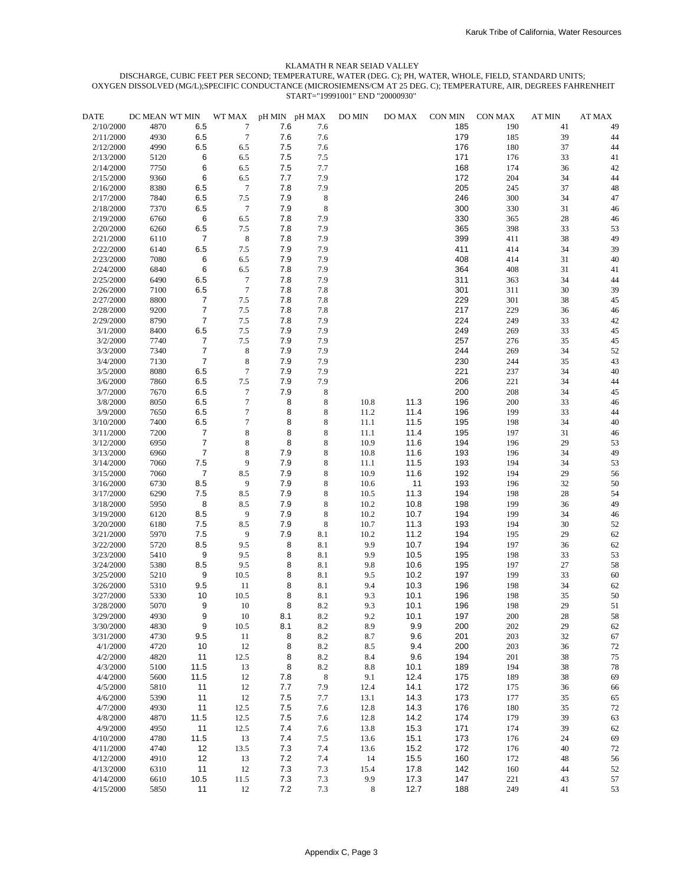KLAMATH R NEAR SEIAD VALLEY

DISCHARGE, CUBIC FEET PER SECOND; TEMPERATURE, WATER (DEG. C); PH, WATER, WHOLE, FIELD, STANDARD UNITS; OXYGEN DISSOLVED (MG/L);SPECIFIC CONDUCTANCE (MICROSIEMENS/CM AT 25 DEG. C); TEMPERATURE, AIR, DEGREES FAHRENHEIT START="19991001" END "20000930"

| DATE | DC MEAN | WT MIN | WT MAX | pH MIN | pH MAX | DO MIN | DO MAX | CON MIN | CON MAX | AT MIN | AT MAX |
|---|---|---|---|---|---|---|---|---|---|---|---|
| 2/10/2000 | 4870 | 6.5 | 7 | 7.6 | 7.6 | | | 185 | 190 | 41 | 49 |
| 2/11/2000 | 4930 | 6.5 | 7 | 7.6 | 7.6 | | | 179 | 185 | 39 | 44 |
| 2/12/2000 | 4990 | 6.5 | 6.5 | 7.5 | 7.6 | | | 176 | 180 | 37 | 44 |
| 2/13/2000 | 5120 | 6 | 6.5 | 7.5 | 7.5 | | | 171 | 176 | 33 | 41 |
| 2/14/2000 | 7750 | 6 | 6.5 | 7.5 | 7.7 | | | 168 | 174 | 36 | 42 |
| 2/15/2000 | 9360 | 6 | 6.5 | 7.7 | 7.9 | | | 172 | 204 | 34 | 44 |
| 2/16/2000 | 8380 | 6.5 | 7 | 7.8 | 7.9 | | | 205 | 245 | 37 | 48 |
| 2/17/2000 | 7840 | 6.5 | 7.5 | 7.9 | 8 | | | 246 | 300 | 34 | 47 |
| 2/18/2000 | 7370 | 6.5 | 7 | 7.9 | 8 | | | 300 | 330 | 31 | 46 |
| 2/19/2000 | 6760 | 6 | 6.5 | 7.8 | 7.9 | | | 330 | 365 | 28 | 46 |
| 2/20/2000 | 6260 | 6.5 | 7.5 | 7.8 | 7.9 | | | 365 | 398 | 33 | 53 |
| 2/21/2000 | 6110 | 7 | 8 | 7.8 | 7.9 | | | 399 | 411 | 38 | 49 |
| 2/22/2000 | 6140 | 6.5 | 7.5 | 7.9 | 7.9 | | | 411 | 414 | 34 | 39 |
| 2/23/2000 | 7080 | 6 | 6.5 | 7.9 | 7.9 | | | 408 | 414 | 31 | 40 |
| 2/24/2000 | 6840 | 6 | 6.5 | 7.8 | 7.9 | | | 364 | 408 | 31 | 41 |
| 2/25/2000 | 6490 | 6.5 | 7 | 7.8 | 7.9 | | | 311 | 363 | 34 | 44 |
| 2/26/2000 | 7100 | 6.5 | 7 | 7.8 | 7.8 | | | 301 | 311 | 30 | 39 |
| 2/27/2000 | 8800 | 7 | 7.5 | 7.8 | 7.8 | | | 229 | 301 | 38 | 45 |
| 2/28/2000 | 9200 | 7 | 7.5 | 7.8 | 7.8 | | | 217 | 229 | 36 | 46 |
| 2/29/2000 | 8790 | 7 | 7.5 | 7.8 | 7.9 | | | 224 | 249 | 33 | 42 |
| 3/1/2000 | 8400 | 6.5 | 7.5 | 7.9 | 7.9 | | | 249 | 269 | 33 | 45 |
| 3/2/2000 | 7740 | 7 | 7.5 | 7.9 | 7.9 | | | 257 | 276 | 35 | 45 |
| 3/3/2000 | 7340 | 7 | 8 | 7.9 | 7.9 | | | 244 | 269 | 34 | 52 |
| 3/4/2000 | 7130 | 7 | 8 | 7.9 | 7.9 | | | 230 | 244 | 35 | 43 |
| 3/5/2000 | 8080 | 6.5 | 7 | 7.9 | 7.9 | | | 221 | 237 | 34 | 40 |
| 3/6/2000 | 7860 | 6.5 | 7.5 | 7.9 | 7.9 | | | 206 | 221 | 34 | 44 |
| 3/7/2000 | 7670 | 6.5 | 7 | 7.9 | 8 | | | 200 | 208 | 34 | 45 |
| 3/8/2000 | 8050 | 6.5 | 7 | 8 | 8 | 10.8 | 11.3 | 196 | 200 | 33 | 46 |
| 3/9/2000 | 7650 | 6.5 | 7 | 8 | 8 | 11.2 | 11.4 | 196 | 199 | 33 | 44 |
| 3/10/2000 | 7400 | 6.5 | 7 | 8 | 8 | 11.1 | 11.5 | 195 | 198 | 34 | 40 |
| 3/11/2000 | 7200 | 7 | 8 | 8 | 8 | 11.1 | 11.4 | 195 | 197 | 31 | 46 |
| 3/12/2000 | 6950 | 7 | 8 | 8 | 8 | 10.9 | 11.6 | 194 | 196 | 29 | 53 |
| 3/13/2000 | 6960 | 7 | 8 | 7.9 | 8 | 10.8 | 11.6 | 193 | 196 | 34 | 49 |
| 3/14/2000 | 7060 | 7.5 | 9 | 7.9 | 8 | 11.1 | 11.5 | 193 | 194 | 34 | 53 |
| 3/15/2000 | 7060 | 7 | 8.5 | 7.9 | 8 | 10.9 | 11.6 | 192 | 194 | 29 | 56 |
| 3/16/2000 | 6730 | 8.5 | 9 | 7.9 | 8 | 10.6 | 11 | 193 | 196 | 32 | 50 |
| 3/17/2000 | 6290 | 7.5 | 8.5 | 7.9 | 8 | 10.5 | 11.3 | 194 | 198 | 28 | 54 |
| 3/18/2000 | 5950 | 8 | 8.5 | 7.9 | 8 | 10.2 | 10.8 | 198 | 199 | 36 | 49 |
| 3/19/2000 | 6120 | 8.5 | 9 | 7.9 | 8 | 10.2 | 10.7 | 194 | 199 | 34 | 46 |
| 3/20/2000 | 6180 | 7.5 | 8.5 | 7.9 | 8 | 10.7 | 11.3 | 193 | 194 | 30 | 52 |
| 3/21/2000 | 5970 | 7.5 | 9 | 7.9 | 8.1 | 10.2 | 11.2 | 194 | 195 | 29 | 62 |
| 3/22/2000 | 5720 | 8.5 | 9.5 | 8 | 8.1 | 9.9 | 10.7 | 194 | 197 | 36 | 62 |
| 3/23/2000 | 5410 | 9 | 9.5 | 8 | 8.1 | 9.9 | 10.5 | 195 | 198 | 33 | 53 |
| 3/24/2000 | 5380 | 8.5 | 9.5 | 8 | 8.1 | 9.8 | 10.6 | 195 | 197 | 27 | 58 |
| 3/25/2000 | 5210 | 9 | 10.5 | 8 | 8.1 | 9.5 | 10.2 | 197 | 199 | 33 | 60 |
| 3/26/2000 | 5310 | 9.5 | 11 | 8 | 8.1 | 9.4 | 10.3 | 196 | 198 | 34 | 62 |
| 3/27/2000 | 5330 | 10 | 10.5 | 8 | 8.1 | 9.3 | 10.1 | 196 | 198 | 35 | 50 |
| 3/28/2000 | 5070 | 9 | 10 | 8 | 8.2 | 9.3 | 10.1 | 196 | 198 | 29 | 51 |
| 3/29/2000 | 4930 | 9 | 10 | 8.1 | 8.2 | 9.2 | 10.1 | 197 | 200 | 28 | 58 |
| 3/30/2000 | 4830 | 9 | 10.5 | 8.1 | 8.2 | 8.9 | 9.9 | 200 | 202 | 29 | 62 |
| 3/31/2000 | 4730 | 9.5 | 11 | 8 | 8.2 | 8.7 | 9.6 | 201 | 203 | 32 | 67 |
| 4/1/2000 | 4720 | 10 | 12 | 8 | 8.2 | 8.5 | 9.4 | 200 | 203 | 36 | 72 |
| 4/2/2000 | 4820 | 11 | 12.5 | 8 | 8.2 | 8.4 | 9.6 | 194 | 201 | 38 | 75 |
| 4/3/2000 | 5100 | 11.5 | 13 | 8 | 8.2 | 8.8 | 10.1 | 189 | 194 | 38 | 78 |
| 4/4/2000 | 5600 | 11.5 | 12 | 7.8 | 8 | 9.1 | 12.4 | 175 | 189 | 38 | 69 |
| 4/5/2000 | 5810 | 11 | 12 | 7.7 | 7.9 | 12.4 | 14.1 | 172 | 175 | 36 | 66 |
| 4/6/2000 | 5390 | 11 | 12 | 7.5 | 7.7 | 13.1 | 14.3 | 173 | 177 | 35 | 65 |
| 4/7/2000 | 4930 | 11 | 12.5 | 7.5 | 7.6 | 12.8 | 14.3 | 176 | 180 | 35 | 72 |
| 4/8/2000 | 4870 | 11.5 | 12.5 | 7.5 | 7.6 | 12.8 | 14.2 | 174 | 179 | 39 | 63 |
| 4/9/2000 | 4950 | 11 | 12.5 | 7.4 | 7.6 | 13.8 | 15.3 | 171 | 174 | 39 | 62 |
| 4/10/2000 | 4780 | 11.5 | 13 | 7.4 | 7.5 | 13.6 | 15.1 | 173 | 176 | 24 | 69 |
| 4/11/2000 | 4740 | 12 | 13.5 | 7.3 | 7.4 | 13.6 | 15.2 | 172 | 176 | 40 | 72 |
| 4/12/2000 | 4910 | 12 | 13 | 7.2 | 7.4 | 14 | 15.5 | 160 | 172 | 48 | 56 |
| 4/13/2000 | 6310 | 11 | 12 | 7.3 | 7.3 | 15.4 | 17.8 | 142 | 160 | 44 | 52 |
| 4/14/2000 | 6610 | 10.5 | 11.5 | 7.3 | 7.3 | 9.9 | 17.3 | 147 | 221 | 43 | 57 |
| 4/15/2000 | 5850 | 11 | 12 | 7.2 | 7.3 | 8 | 12.7 | 188 | 249 | 41 | 53 |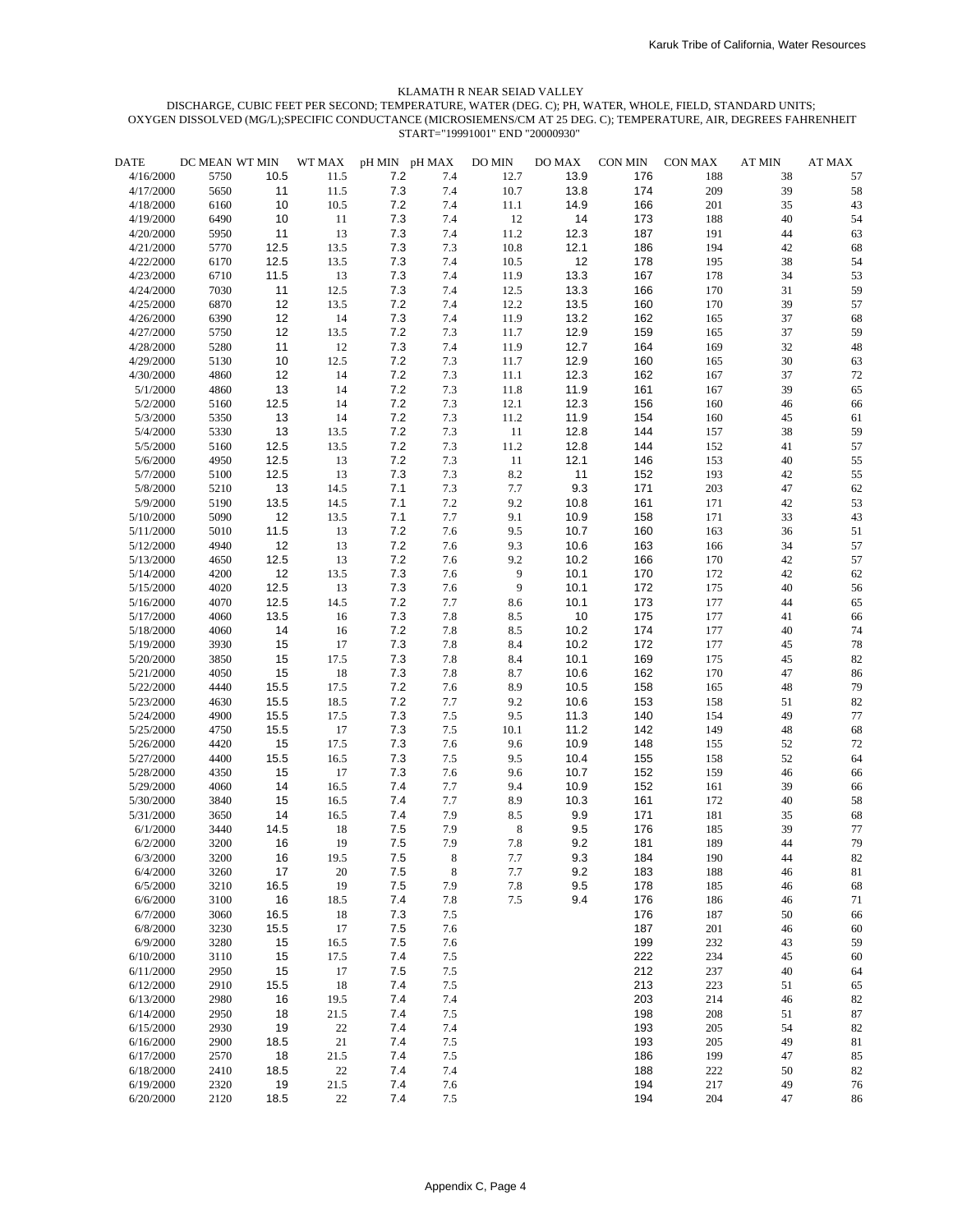KLAMATH R NEAR SEIAD VALLEY

DISCHARGE, CUBIC FEET PER SECOND; TEMPERATURE, WATER (DEG. C); PH, WATER, WHOLE, FIELD, STANDARD UNITS; OXYGEN DISSOLVED (MG/L);SPECIFIC CONDUCTANCE (MICROSIEMENS/CM AT 25 DEG. C); TEMPERATURE, AIR, DEGREES FAHRENHEIT

START="19991001" END "20000930"

| DATE | DC MEAN | WT MIN | WT MAX | pH MIN | pH MAX | DO MIN | DO MAX | CON MIN | CON MAX | AT MIN | AT MAX |
|---|---|---|---|---|---|---|---|---|---|---|---|
| 4/16/2000 | 5750 | 10.5 | 11.5 | 7.2 | 7.4 | 12.7 | 13.9 | 176 | 188 | 38 | 57 |
| 4/17/2000 | 5650 | 11 | 11.5 | 7.3 | 7.4 | 10.7 | 13.8 | 174 | 209 | 39 | 58 |
| 4/18/2000 | 6160 | 10 | 10.5 | 7.2 | 7.4 | 11.1 | 14.9 | 166 | 201 | 35 | 43 |
| 4/19/2000 | 6490 | 10 | 11 | 7.3 | 7.4 | 12 | 14 | 173 | 188 | 40 | 54 |
| 4/20/2000 | 5950 | 11 | 13 | 7.3 | 7.4 | 11.2 | 12.3 | 187 | 191 | 44 | 63 |
| 4/21/2000 | 5770 | 12.5 | 13.5 | 7.3 | 7.3 | 10.8 | 12.1 | 186 | 194 | 42 | 68 |
| 4/22/2000 | 6170 | 12.5 | 13.5 | 7.3 | 7.4 | 10.5 | 12 | 178 | 195 | 38 | 54 |
| 4/23/2000 | 6710 | 11.5 | 13 | 7.3 | 7.4 | 11.9 | 13.3 | 167 | 178 | 34 | 53 |
| 4/24/2000 | 7030 | 11 | 12.5 | 7.3 | 7.4 | 12.5 | 13.3 | 166 | 170 | 31 | 59 |
| 4/25/2000 | 6870 | 12 | 13.5 | 7.2 | 7.4 | 12.2 | 13.5 | 160 | 170 | 39 | 57 |
| 4/26/2000 | 6390 | 12 | 14 | 7.3 | 7.4 | 11.9 | 13.2 | 162 | 165 | 37 | 68 |
| 4/27/2000 | 5750 | 12 | 13.5 | 7.2 | 7.3 | 11.7 | 12.9 | 159 | 165 | 37 | 59 |
| 4/28/2000 | 5280 | 11 | 12 | 7.3 | 7.4 | 11.9 | 12.7 | 164 | 169 | 32 | 48 |
| 4/29/2000 | 5130 | 10 | 12.5 | 7.2 | 7.3 | 11.7 | 12.9 | 160 | 165 | 30 | 63 |
| 4/30/2000 | 4860 | 12 | 14 | 7.2 | 7.3 | 11.1 | 12.3 | 162 | 167 | 37 | 72 |
| 5/1/2000 | 4860 | 13 | 14 | 7.2 | 7.3 | 11.8 | 11.9 | 161 | 167 | 39 | 65 |
| 5/2/2000 | 5160 | 12.5 | 14 | 7.2 | 7.3 | 12.1 | 12.3 | 156 | 160 | 46 | 66 |
| 5/3/2000 | 5350 | 13 | 14 | 7.2 | 7.3 | 11.2 | 11.9 | 154 | 160 | 45 | 61 |
| 5/4/2000 | 5330 | 13 | 13.5 | 7.2 | 7.3 | 11 | 12.8 | 144 | 157 | 38 | 59 |
| 5/5/2000 | 5160 | 12.5 | 13.5 | 7.2 | 7.3 | 11.2 | 12.8 | 144 | 152 | 41 | 57 |
| 5/6/2000 | 4950 | 12.5 | 13 | 7.2 | 7.3 | 11 | 12.1 | 146 | 153 | 40 | 55 |
| 5/7/2000 | 5100 | 12.5 | 13 | 7.3 | 7.3 | 8.2 | 11 | 152 | 193 | 42 | 55 |
| 5/8/2000 | 5210 | 13 | 14.5 | 7.1 | 7.3 | 7.7 | 9.3 | 171 | 203 | 47 | 62 |
| 5/9/2000 | 5190 | 13.5 | 14.5 | 7.1 | 7.2 | 9.2 | 10.8 | 161 | 171 | 42 | 53 |
| 5/10/2000 | 5090 | 12 | 13.5 | 7.1 | 7.7 | 9.1 | 10.9 | 158 | 171 | 33 | 43 |
| 5/11/2000 | 5010 | 11.5 | 13 | 7.2 | 7.6 | 9.5 | 10.7 | 160 | 163 | 36 | 51 |
| 5/12/2000 | 4940 | 12 | 13 | 7.2 | 7.6 | 9.3 | 10.6 | 163 | 166 | 34 | 57 |
| 5/13/2000 | 4650 | 12.5 | 13 | 7.2 | 7.6 | 9.2 | 10.2 | 166 | 170 | 42 | 57 |
| 5/14/2000 | 4200 | 12 | 13.5 | 7.3 | 7.6 | 9 | 10.1 | 170 | 172 | 42 | 62 |
| 5/15/2000 | 4020 | 12.5 | 13 | 7.3 | 7.6 | 9 | 10.1 | 172 | 175 | 40 | 56 |
| 5/16/2000 | 4070 | 12.5 | 14.5 | 7.2 | 7.7 | 8.6 | 10.1 | 173 | 177 | 44 | 65 |
| 5/17/2000 | 4060 | 13.5 | 16 | 7.3 | 7.8 | 8.5 | 10 | 175 | 177 | 41 | 66 |
| 5/18/2000 | 4060 | 14 | 16 | 7.2 | 7.8 | 8.5 | 10.2 | 174 | 177 | 40 | 74 |
| 5/19/2000 | 3930 | 15 | 17 | 7.3 | 7.8 | 8.4 | 10.2 | 172 | 177 | 45 | 78 |
| 5/20/2000 | 3850 | 15 | 17.5 | 7.3 | 7.8 | 8.4 | 10.1 | 169 | 175 | 45 | 82 |
| 5/21/2000 | 4050 | 15 | 18 | 7.3 | 7.8 | 8.7 | 10.6 | 162 | 170 | 47 | 86 |
| 5/22/2000 | 4440 | 15.5 | 17.5 | 7.2 | 7.6 | 8.9 | 10.5 | 158 | 165 | 48 | 79 |
| 5/23/2000 | 4630 | 15.5 | 18.5 | 7.2 | 7.7 | 9.2 | 10.6 | 153 | 158 | 51 | 82 |
| 5/24/2000 | 4900 | 15.5 | 17.5 | 7.3 | 7.5 | 9.5 | 11.3 | 140 | 154 | 49 | 77 |
| 5/25/2000 | 4750 | 15.5 | 17 | 7.3 | 7.5 | 10.1 | 11.2 | 142 | 149 | 48 | 68 |
| 5/26/2000 | 4420 | 15 | 17.5 | 7.3 | 7.6 | 9.6 | 10.9 | 148 | 155 | 52 | 72 |
| 5/27/2000 | 4400 | 15.5 | 16.5 | 7.3 | 7.5 | 9.5 | 10.4 | 155 | 158 | 52 | 64 |
| 5/28/2000 | 4350 | 15 | 17 | 7.3 | 7.6 | 9.6 | 10.7 | 152 | 159 | 46 | 66 |
| 5/29/2000 | 4060 | 14 | 16.5 | 7.4 | 7.7 | 9.4 | 10.9 | 152 | 161 | 39 | 66 |
| 5/30/2000 | 3840 | 15 | 16.5 | 7.4 | 7.7 | 8.9 | 10.3 | 161 | 172 | 40 | 58 |
| 5/31/2000 | 3650 | 14 | 16.5 | 7.4 | 7.9 | 8.5 | 9.9 | 171 | 181 | 35 | 68 |
| 6/1/2000 | 3440 | 14.5 | 18 | 7.5 | 7.9 | 8 | 9.5 | 176 | 185 | 39 | 77 |
| 6/2/2000 | 3200 | 16 | 19 | 7.5 | 7.9 | 7.8 | 9.2 | 181 | 189 | 44 | 79 |
| 6/3/2000 | 3200 | 16 | 19.5 | 7.5 | 8 | 7.7 | 9.3 | 184 | 190 | 44 | 82 |
| 6/4/2000 | 3260 | 17 | 20 | 7.5 | 8 | 7.7 | 9.2 | 183 | 188 | 46 | 81 |
| 6/5/2000 | 3210 | 16.5 | 19 | 7.5 | 7.9 | 7.8 | 9.5 | 178 | 185 | 46 | 68 |
| 6/6/2000 | 3100 | 16 | 18.5 | 7.4 | 7.8 | 7.5 | 9.4 | 176 | 186 | 46 | 71 |
| 6/7/2000 | 3060 | 16.5 | 18 | 7.3 | 7.5 | | | 176 | 187 | 50 | 66 |
| 6/8/2000 | 3230 | 15.5 | 17 | 7.5 | 7.6 | | | 187 | 201 | 46 | 60 |
| 6/9/2000 | 3280 | 15 | 16.5 | 7.5 | 7.6 | | | 199 | 232 | 43 | 59 |
| 6/10/2000 | 3110 | 15 | 17.5 | 7.4 | 7.5 | | | 222 | 234 | 45 | 60 |
| 6/11/2000 | 2950 | 15 | 17 | 7.5 | 7.5 | | | 212 | 237 | 40 | 64 |
| 6/12/2000 | 2910 | 15.5 | 18 | 7.4 | 7.5 | | | 213 | 223 | 51 | 65 |
| 6/13/2000 | 2980 | 16 | 19.5 | 7.4 | 7.4 | | | 203 | 214 | 46 | 82 |
| 6/14/2000 | 2950 | 18 | 21.5 | 7.4 | 7.5 | | | 198 | 208 | 51 | 87 |
| 6/15/2000 | 2930 | 19 | 22 | 7.4 | 7.4 | | | 193 | 205 | 54 | 82 |
| 6/16/2000 | 2900 | 18.5 | 21 | 7.4 | 7.5 | | | 193 | 205 | 49 | 81 |
| 6/17/2000 | 2570 | 18 | 21.5 | 7.4 | 7.5 | | | 186 | 199 | 47 | 85 |
| 6/18/2000 | 2410 | 18.5 | 22 | 7.4 | 7.4 | | | 188 | 222 | 50 | 82 |
| 6/19/2000 | 2320 | 19 | 21.5 | 7.4 | 7.6 | | | 194 | 217 | 49 | 76 |
| 6/20/2000 | 2120 | 18.5 | 22 | 7.4 | 7.5 | | | 194 | 204 | 47 | 86 |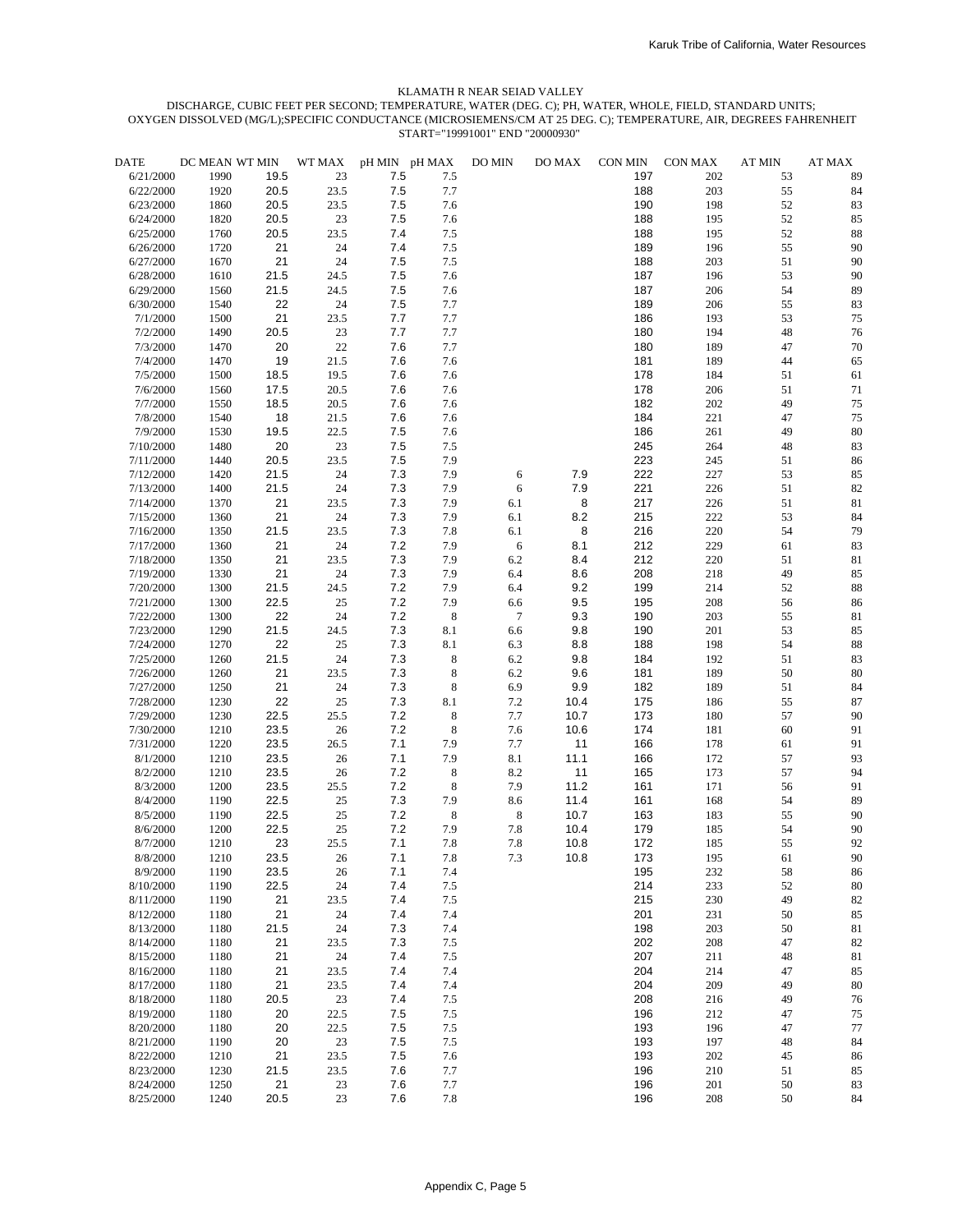KLAMATH R NEAR SEIAD VALLEY

DISCHARGE, CUBIC FEET PER SECOND; TEMPERATURE, WATER (DEG. C); PH, WATER, WHOLE, FIELD, STANDARD UNITS; OXYGEN DISSOLVED (MG/L);SPECIFIC CONDUCTANCE (MICROSIEMENS/CM AT 25 DEG. C); TEMPERATURE, AIR, DEGREES FAHRENHEIT START="19991001" END "20000930"

| DATE | DC MEAN | WT MIN | WT MAX | pH MIN | pH MAX | DO MIN | DO MAX | CON MIN | CON MAX | AT MIN | AT MAX |
|---|---|---|---|---|---|---|---|---|---|---|---|
| 6/21/2000 | 1990 | 19.5 | 23 | 7.5 | 7.5 | | | 197 | 202 | 53 | 89 |
| 6/22/2000 | 1920 | 20.5 | 23.5 | 7.5 | 7.7 | | | 188 | 203 | 55 | 84 |
| 6/23/2000 | 1860 | 20.5 | 23.5 | 7.5 | 7.6 | | | 190 | 198 | 52 | 83 |
| 6/24/2000 | 1820 | 20.5 | 23 | 7.5 | 7.6 | | | 188 | 195 | 52 | 85 |
| 6/25/2000 | 1760 | 20.5 | 23.5 | 7.4 | 7.5 | | | 188 | 195 | 52 | 88 |
| 6/26/2000 | 1720 | 21 | 24 | 7.4 | 7.5 | | | 189 | 196 | 55 | 90 |
| 6/27/2000 | 1670 | 21 | 24 | 7.5 | 7.5 | | | 188 | 203 | 51 | 90 |
| 6/28/2000 | 1610 | 21.5 | 24.5 | 7.5 | 7.6 | | | 187 | 196 | 53 | 90 |
| 6/29/2000 | 1560 | 21.5 | 24.5 | 7.5 | 7.6 | | | 187 | 206 | 54 | 89 |
| 6/30/2000 | 1540 | 22 | 24 | 7.5 | 7.7 | | | 189 | 206 | 55 | 83 |
| 7/1/2000 | 1500 | 21 | 23.5 | 7.7 | 7.7 | | | 186 | 193 | 53 | 75 |
| 7/2/2000 | 1490 | 20.5 | 23 | 7.7 | 7.7 | | | 180 | 194 | 48 | 76 |
| 7/3/2000 | 1470 | 20 | 22 | 7.6 | 7.7 | | | 180 | 189 | 47 | 70 |
| 7/4/2000 | 1470 | 19 | 21.5 | 7.6 | 7.6 | | | 181 | 189 | 44 | 65 |
| 7/5/2000 | 1500 | 18.5 | 19.5 | 7.6 | 7.6 | | | 178 | 184 | 51 | 61 |
| 7/6/2000 | 1560 | 17.5 | 20.5 | 7.6 | 7.6 | | | 178 | 206 | 51 | 71 |
| 7/7/2000 | 1550 | 18.5 | 20.5 | 7.6 | 7.6 | | | 182 | 202 | 49 | 75 |
| 7/8/2000 | 1540 | 18 | 21.5 | 7.6 | 7.6 | | | 184 | 221 | 47 | 75 |
| 7/9/2000 | 1530 | 19.5 | 22.5 | 7.5 | 7.6 | | | 186 | 261 | 49 | 80 |
| 7/10/2000 | 1480 | 20 | 23 | 7.5 | 7.5 | | | 245 | 264 | 48 | 83 |
| 7/11/2000 | 1440 | 20.5 | 23.5 | 7.5 | 7.9 | | | 223 | 245 | 51 | 86 |
| 7/12/2000 | 1420 | 21.5 | 24 | 7.3 | 7.9 | 6 | 7.9 | 222 | 227 | 53 | 85 |
| 7/13/2000 | 1400 | 21.5 | 24 | 7.3 | 7.9 | 6 | 7.9 | 221 | 226 | 51 | 82 |
| 7/14/2000 | 1370 | 21 | 23.5 | 7.3 | 7.9 | 6.1 | 8 | 217 | 226 | 51 | 81 |
| 7/15/2000 | 1360 | 21 | 24 | 7.3 | 7.9 | 6.1 | 8.2 | 215 | 222 | 53 | 84 |
| 7/16/2000 | 1350 | 21.5 | 23.5 | 7.3 | 7.8 | 6.1 | 8 | 216 | 220 | 54 | 79 |
| 7/17/2000 | 1360 | 21 | 24 | 7.2 | 7.9 | 6 | 8.1 | 212 | 229 | 61 | 83 |
| 7/18/2000 | 1350 | 21 | 23.5 | 7.3 | 7.9 | 6.2 | 8.4 | 212 | 220 | 51 | 81 |
| 7/19/2000 | 1330 | 21 | 24 | 7.3 | 7.9 | 6.4 | 8.6 | 208 | 218 | 49 | 85 |
| 7/20/2000 | 1300 | 21.5 | 24.5 | 7.2 | 7.9 | 6.4 | 9.2 | 199 | 214 | 52 | 88 |
| 7/21/2000 | 1300 | 22.5 | 25 | 7.2 | 7.9 | 6.6 | 9.5 | 195 | 208 | 56 | 86 |
| 7/22/2000 | 1300 | 22 | 24 | 7.2 | 8 | 7 | 9.3 | 190 | 203 | 55 | 81 |
| 7/23/2000 | 1290 | 21.5 | 24.5 | 7.3 | 8.1 | 6.6 | 9.8 | 190 | 201 | 53 | 85 |
| 7/24/2000 | 1270 | 22 | 25 | 7.3 | 8.1 | 6.3 | 8.8 | 188 | 198 | 54 | 88 |
| 7/25/2000 | 1260 | 21.5 | 24 | 7.3 | 8 | 6.2 | 9.8 | 184 | 192 | 51 | 83 |
| 7/26/2000 | 1260 | 21 | 23.5 | 7.3 | 8 | 6.2 | 9.6 | 181 | 189 | 50 | 80 |
| 7/27/2000 | 1250 | 21 | 24 | 7.3 | 8 | 6.9 | 9.9 | 182 | 189 | 51 | 84 |
| 7/28/2000 | 1230 | 22 | 25 | 7.3 | 8.1 | 7.2 | 10.4 | 175 | 186 | 55 | 87 |
| 7/29/2000 | 1230 | 22.5 | 25.5 | 7.2 | 8 | 7.7 | 10.7 | 173 | 180 | 57 | 90 |
| 7/30/2000 | 1210 | 23.5 | 26 | 7.2 | 8 | 7.6 | 10.6 | 174 | 181 | 60 | 91 |
| 7/31/2000 | 1220 | 23.5 | 26.5 | 7.1 | 7.9 | 7.7 | 11 | 166 | 178 | 61 | 91 |
| 8/1/2000 | 1210 | 23.5 | 26 | 7.1 | 7.9 | 8.1 | 11.1 | 166 | 172 | 57 | 93 |
| 8/2/2000 | 1210 | 23.5 | 26 | 7.2 | 8 | 8.2 | 11 | 165 | 173 | 57 | 94 |
| 8/3/2000 | 1200 | 23.5 | 25.5 | 7.2 | 8 | 7.9 | 11.2 | 161 | 171 | 56 | 91 |
| 8/4/2000 | 1190 | 22.5 | 25 | 7.3 | 7.9 | 8.6 | 11.4 | 161 | 168 | 54 | 89 |
| 8/5/2000 | 1190 | 22.5 | 25 | 7.2 | 8 | 8 | 10.7 | 163 | 183 | 55 | 90 |
| 8/6/2000 | 1200 | 22.5 | 25 | 7.2 | 7.9 | 7.8 | 10.4 | 179 | 185 | 54 | 90 |
| 8/7/2000 | 1210 | 23 | 25.5 | 7.1 | 7.8 | 7.8 | 10.8 | 172 | 185 | 55 | 92 |
| 8/8/2000 | 1210 | 23.5 | 26 | 7.1 | 7.8 | 7.3 | 10.8 | 173 | 195 | 61 | 90 |
| 8/9/2000 | 1190 | 23.5 | 26 | 7.1 | 7.4 | | | 195 | 232 | 58 | 86 |
| 8/10/2000 | 1190 | 22.5 | 24 | 7.4 | 7.5 | | | 214 | 233 | 52 | 80 |
| 8/11/2000 | 1190 | 21 | 23.5 | 7.4 | 7.5 | | | 215 | 230 | 49 | 82 |
| 8/12/2000 | 1180 | 21 | 24 | 7.4 | 7.4 | | | 201 | 231 | 50 | 85 |
| 8/13/2000 | 1180 | 21.5 | 24 | 7.3 | 7.4 | | | 198 | 203 | 50 | 81 |
| 8/14/2000 | 1180 | 21 | 23.5 | 7.3 | 7.5 | | | 202 | 208 | 47 | 82 |
| 8/15/2000 | 1180 | 21 | 24 | 7.4 | 7.5 | | | 207 | 211 | 48 | 81 |
| 8/16/2000 | 1180 | 21 | 23.5 | 7.4 | 7.4 | | | 204 | 214 | 47 | 85 |
| 8/17/2000 | 1180 | 21 | 23.5 | 7.4 | 7.4 | | | 204 | 209 | 49 | 80 |
| 8/18/2000 | 1180 | 20.5 | 23 | 7.4 | 7.5 | | | 208 | 216 | 49 | 76 |
| 8/19/2000 | 1180 | 20 | 22.5 | 7.5 | 7.5 | | | 196 | 212 | 47 | 75 |
| 8/20/2000 | 1180 | 20 | 22.5 | 7.5 | 7.5 | | | 193 | 196 | 47 | 77 |
| 8/21/2000 | 1190 | 20 | 23 | 7.5 | 7.5 | | | 193 | 197 | 48 | 84 |
| 8/22/2000 | 1210 | 21 | 23.5 | 7.5 | 7.6 | | | 193 | 202 | 45 | 86 |
| 8/23/2000 | 1230 | 21.5 | 23.5 | 7.6 | 7.7 | | | 196 | 210 | 51 | 85 |
| 8/24/2000 | 1250 | 21 | 23 | 7.6 | 7.7 | | | 196 | 201 | 50 | 83 |
| 8/25/2000 | 1240 | 20.5 | 23 | 7.6 | 7.8 | | | 196 | 208 | 50 | 84 |

Appendix C, Page 5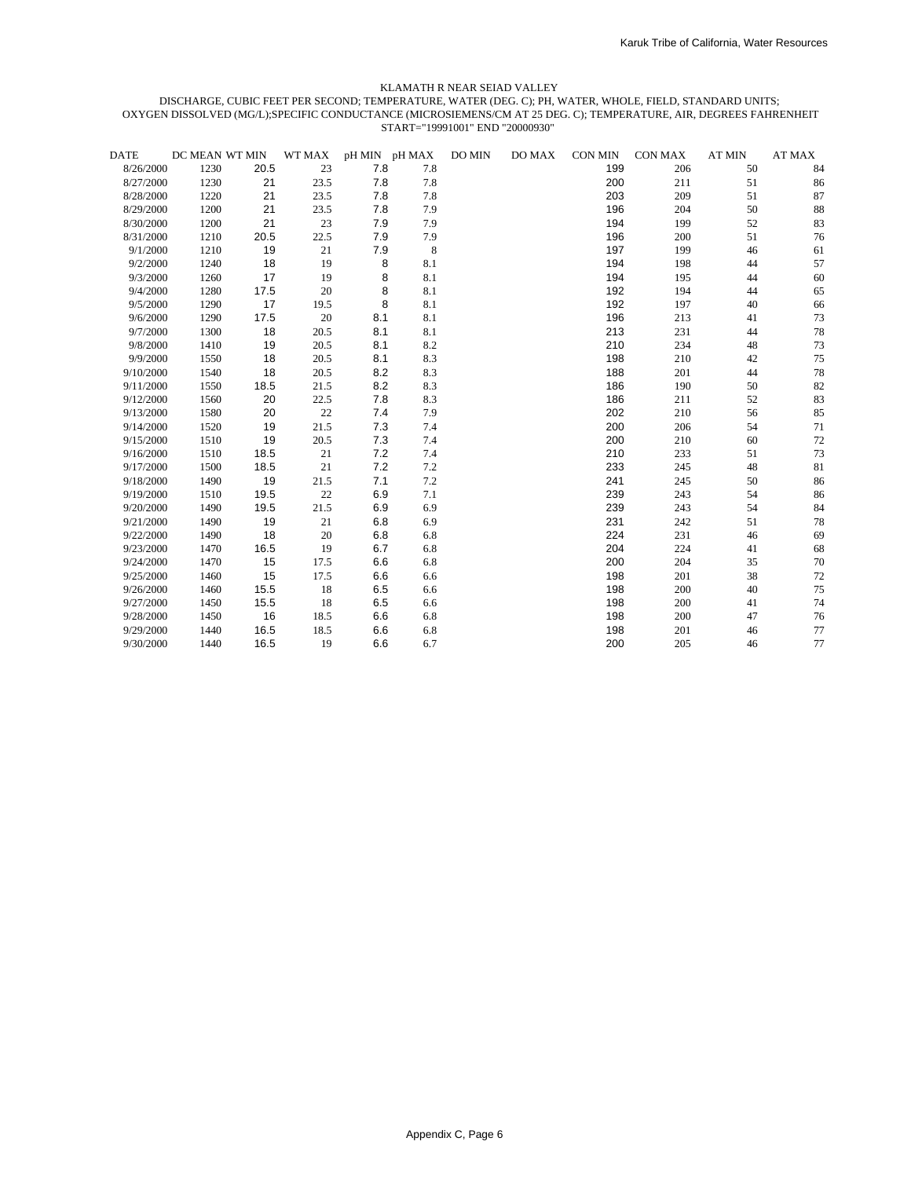KLAMATH R NEAR SEIAD VALLEY

DISCHARGE, CUBIC FEET PER SECOND; TEMPERATURE, WATER (DEG. C); PH, WATER, WHOLE, FIELD, STANDARD UNITS; OXYGEN DISSOLVED (MG/L);SPECIFIC CONDUCTANCE (MICROSIEMENS/CM AT 25 DEG. C); TEMPERATURE, AIR, DEGREES FAHRENHEIT

START="19991001" END "20000930"

| DATE | DC MEAN | WT MIN | WT MAX | pH MIN | pH MAX | DO MIN | DO MAX | CON MIN | CON MAX | AT MIN | AT MAX |
|---|---|---|---|---|---|---|---|---|---|---|---|
| 8/26/2000 | 1230 | 20.5 | 23 | 7.8 | 7.8 | | | 199 | 206 | 50 | 84 |
| 8/27/2000 | 1230 | 21 | 23.5 | 7.8 | 7.8 | | | 200 | 211 | 51 | 86 |
| 8/28/2000 | 1220 | 21 | 23.5 | 7.8 | 7.8 | | | 203 | 209 | 51 | 87 |
| 8/29/2000 | 1200 | 21 | 23.5 | 7.8 | 7.9 | | | 196 | 204 | 50 | 88 |
| 8/30/2000 | 1200 | 21 | 23 | 7.9 | 7.9 | | | 194 | 199 | 52 | 83 |
| 8/31/2000 | 1210 | 20.5 | 22.5 | 7.9 | 7.9 | | | 196 | 200 | 51 | 76 |
| 9/1/2000 | 1210 | 19 | 21 | 7.9 | 8 | | | 197 | 199 | 46 | 61 |
| 9/2/2000 | 1240 | 18 | 19 | 8 | 8.1 | | | 194 | 198 | 44 | 57 |
| 9/3/2000 | 1260 | 17 | 19 | 8 | 8.1 | | | 194 | 195 | 44 | 60 |
| 9/4/2000 | 1280 | 17.5 | 20 | 8 | 8.1 | | | 192 | 194 | 44 | 65 |
| 9/5/2000 | 1290 | 17 | 19.5 | 8 | 8.1 | | | 192 | 197 | 40 | 66 |
| 9/6/2000 | 1290 | 17.5 | 20 | 8.1 | 8.1 | | | 196 | 213 | 41 | 73 |
| 9/7/2000 | 1300 | 18 | 20.5 | 8.1 | 8.1 | | | 213 | 231 | 44 | 78 |
| 9/8/2000 | 1410 | 19 | 20.5 | 8.1 | 8.2 | | | 210 | 234 | 48 | 73 |
| 9/9/2000 | 1550 | 18 | 20.5 | 8.1 | 8.3 | | | 198 | 210 | 42 | 75 |
| 9/10/2000 | 1540 | 18 | 20.5 | 8.2 | 8.3 | | | 188 | 201 | 44 | 78 |
| 9/11/2000 | 1550 | 18.5 | 21.5 | 8.2 | 8.3 | | | 186 | 190 | 50 | 82 |
| 9/12/2000 | 1560 | 20 | 22.5 | 7.8 | 8.3 | | | 186 | 211 | 52 | 83 |
| 9/13/2000 | 1580 | 20 | 22 | 7.4 | 7.9 | | | 202 | 210 | 56 | 85 |
| 9/14/2000 | 1520 | 19 | 21.5 | 7.3 | 7.4 | | | 200 | 206 | 54 | 71 |
| 9/15/2000 | 1510 | 19 | 20.5 | 7.3 | 7.4 | | | 200 | 210 | 60 | 72 |
| 9/16/2000 | 1510 | 18.5 | 21 | 7.2 | 7.4 | | | 210 | 233 | 51 | 73 |
| 9/17/2000 | 1500 | 18.5 | 21 | 7.2 | 7.2 | | | 233 | 245 | 48 | 81 |
| 9/18/2000 | 1490 | 19 | 21.5 | 7.1 | 7.2 | | | 241 | 245 | 50 | 86 |
| 9/19/2000 | 1510 | 19.5 | 22 | 6.9 | 7.1 | | | 239 | 243 | 54 | 86 |
| 9/20/2000 | 1490 | 19.5 | 21.5 | 6.9 | 6.9 | | | 239 | 243 | 54 | 84 |
| 9/21/2000 | 1490 | 19 | 21 | 6.8 | 6.9 | | | 231 | 242 | 51 | 78 |
| 9/22/2000 | 1490 | 18 | 20 | 6.8 | 6.8 | | | 224 | 231 | 46 | 69 |
| 9/23/2000 | 1470 | 16.5 | 19 | 6.7 | 6.8 | | | 204 | 224 | 41 | 68 |
| 9/24/2000 | 1470 | 15 | 17.5 | 6.6 | 6.8 | | | 200 | 204 | 35 | 70 |
| 9/25/2000 | 1460 | 15 | 17.5 | 6.6 | 6.6 | | | 198 | 201 | 38 | 72 |
| 9/26/2000 | 1460 | 15.5 | 18 | 6.5 | 6.6 | | | 198 | 200 | 40 | 75 |
| 9/27/2000 | 1450 | 15.5 | 18 | 6.5 | 6.6 | | | 198 | 200 | 41 | 74 |
| 9/28/2000 | 1450 | 16 | 18.5 | 6.6 | 6.8 | | | 198 | 200 | 47 | 76 |
| 9/29/2000 | 1440 | 16.5 | 18.5 | 6.6 | 6.8 | | | 198 | 201 | 46 | 77 |
| 9/30/2000 | 1440 | 16.5 | 19 | 6.6 | 6.7 | | | 200 | 205 | 46 | 77 |